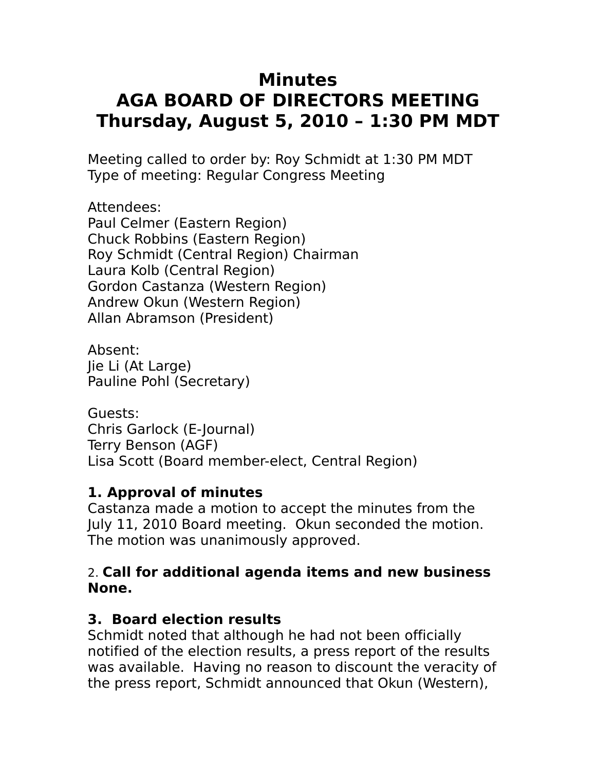# Minutes
# AGA BOARD OF DIRECTORS MEETING
# Thursday, August 5, 2010 – 1:30 PM MDT

Meeting called to order by: Roy Schmidt at 1:30 PM MDT
Type of meeting: Regular Congress Meeting

Attendees:
Paul Celmer (Eastern Region)
Chuck Robbins (Eastern Region)
Roy Schmidt (Central Region) Chairman
Laura Kolb (Central Region)
Gordon Castanza (Western Region)
Andrew Okun (Western Region)
Allan Abramson (President)

Absent:
Jie Li (At Large)
Pauline Pohl (Secretary)

Guests:
Chris Garlock (E-Journal)
Terry Benson (AGF)
Lisa Scott (Board member-elect, Central Region)

**1. Approval of minutes**
Castanza made a motion to accept the minutes from the July 11, 2010 Board meeting. Okun seconded the motion. The motion was unanimously approved.

2. **Call for additional agenda items and new business**
**None.**

**3. Board election results**
Schmidt noted that although he had not been officially notified of the election results, a press report of the results was available. Having no reason to discount the veracity of the press report, Schmidt announced that Okun (Western),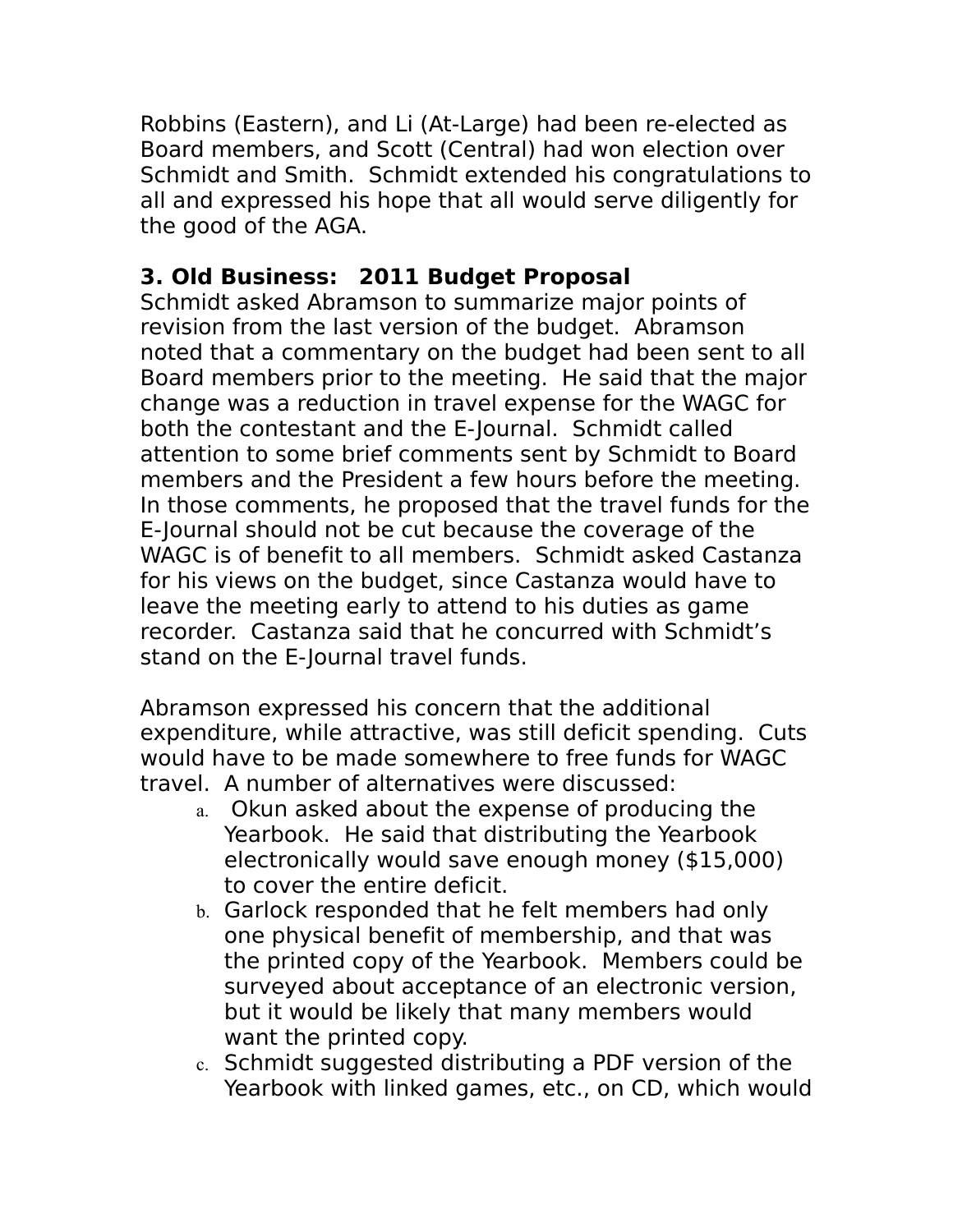Robbins (Eastern), and Li (At-Large) had been re-elected as Board members, and Scott (Central) had won election over Schmidt and Smith. Schmidt extended his congratulations to all and expressed his hope that all would serve diligently for the good of the AGA.

**3. Old Business: 2011 Budget Proposal**

Schmidt asked Abramson to summarize major points of revision from the last version of the budget. Abramson noted that a commentary on the budget had been sent to all Board members prior to the meeting. He said that the major change was a reduction in travel expense for the WAGC for both the contestant and the E-Journal. Schmidt called attention to some brief comments sent by Schmidt to Board members and the President a few hours before the meeting. In those comments, he proposed that the travel funds for the E-Journal should not be cut because the coverage of the WAGC is of benefit to all members. Schmidt asked Castanza for his views on the budget, since Castanza would have to leave the meeting early to attend to his duties as game recorder. Castanza said that he concurred with Schmidt's stand on the E-Journal travel funds.

Abramson expressed his concern that the additional expenditure, while attractive, was still deficit spending. Cuts would have to be made somewhere to free funds for WAGC travel. A number of alternatives were discussed:

a. Okun asked about the expense of producing the Yearbook. He said that distributing the Yearbook electronically would save enough money ($15,000) to cover the entire deficit.
b. Garlock responded that he felt members had only one physical benefit of membership, and that was the printed copy of the Yearbook. Members could be surveyed about acceptance of an electronic version, but it would be likely that many members would want the printed copy.
c. Schmidt suggested distributing a PDF version of the Yearbook with linked games, etc., on CD, which would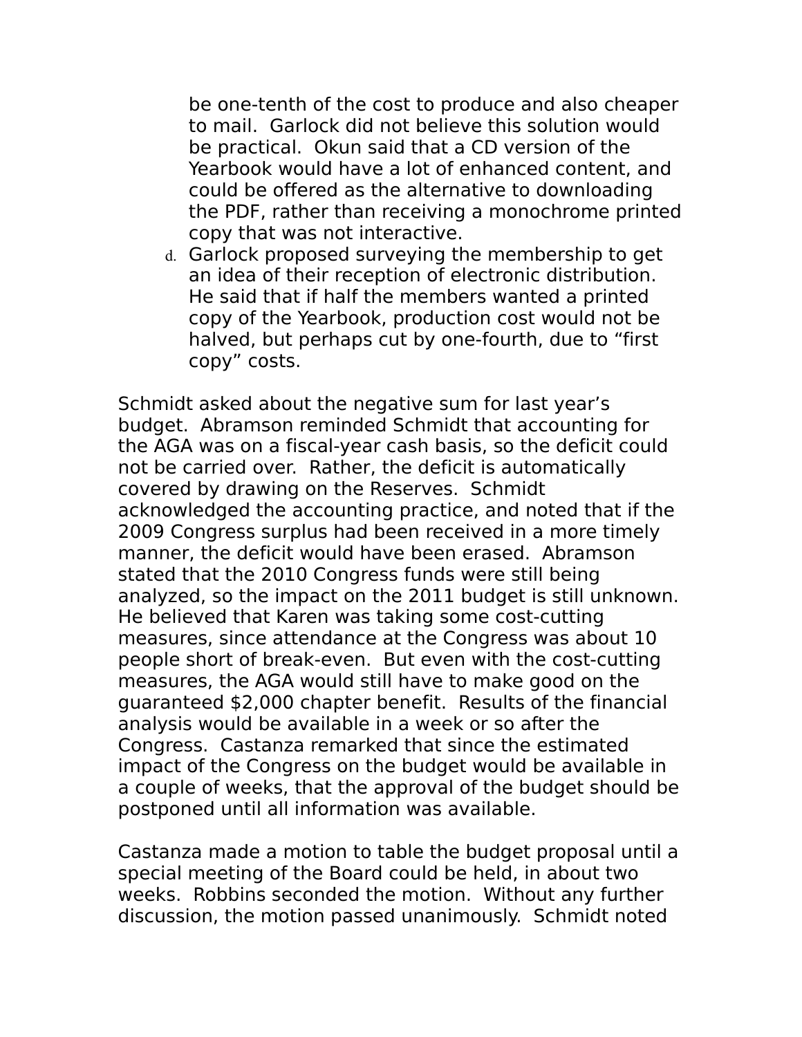be one-tenth of the cost to produce and also cheaper to mail. Garlock did not believe this solution would be practical. Okun said that a CD version of the Yearbook would have a lot of enhanced content, and could be offered as the alternative to downloading the PDF, rather than receiving a monochrome printed copy that was not interactive.

d. Garlock proposed surveying the membership to get an idea of their reception of electronic distribution. He said that if half the members wanted a printed copy of the Yearbook, production cost would not be halved, but perhaps cut by one-fourth, due to “first copy” costs.

Schmidt asked about the negative sum for last year’s budget. Abramson reminded Schmidt that accounting for the AGA was on a fiscal-year cash basis, so the deficit could not be carried over. Rather, the deficit is automatically covered by drawing on the Reserves. Schmidt acknowledged the accounting practice, and noted that if the 2009 Congress surplus had been received in a more timely manner, the deficit would have been erased. Abramson stated that the 2010 Congress funds were still being analyzed, so the impact on the 2011 budget is still unknown. He believed that Karen was taking some cost-cutting measures, since attendance at the Congress was about 10 people short of break-even. But even with the cost-cutting measures, the AGA would still have to make good on the guaranteed $2,000 chapter benefit. Results of the financial analysis would be available in a week or so after the Congress. Castanza remarked that since the estimated impact of the Congress on the budget would be available in a couple of weeks, that the approval of the budget should be postponed until all information was available.

Castanza made a motion to table the budget proposal until a special meeting of the Board could be held, in about two weeks. Robbins seconded the motion. Without any further discussion, the motion passed unanimously. Schmidt noted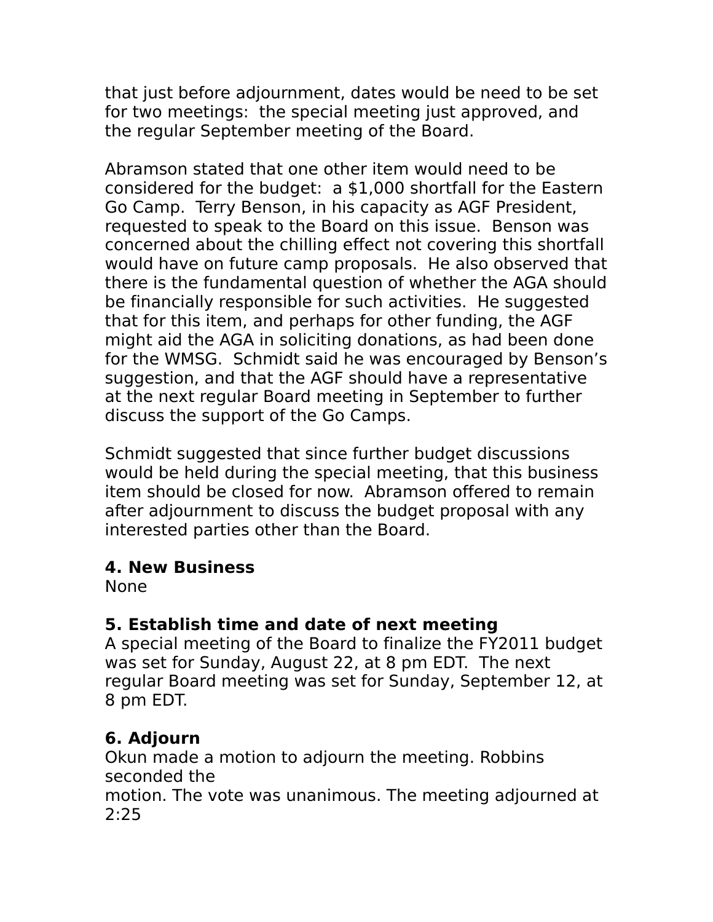that just before adjournment, dates would be need to be set for two meetings: the special meeting just approved, and the regular September meeting of the Board.

Abramson stated that one other item would need to be considered for the budget: a $1,000 shortfall for the Eastern Go Camp. Terry Benson, in his capacity as AGF President, requested to speak to the Board on this issue. Benson was concerned about the chilling effect not covering this shortfall would have on future camp proposals. He also observed that there is the fundamental question of whether the AGA should be financially responsible for such activities. He suggested that for this item, and perhaps for other funding, the AGF might aid the AGA in soliciting donations, as had been done for the WMSG. Schmidt said he was encouraged by Benson's suggestion, and that the AGF should have a representative at the next regular Board meeting in September to further discuss the support of the Go Camps.

Schmidt suggested that since further budget discussions would be held during the special meeting, that this business item should be closed for now. Abramson offered to remain after adjournment to discuss the budget proposal with any interested parties other than the Board.

**4. New Business**
None

**5. Establish time and date of next meeting**
A special meeting of the Board to finalize the FY2011 budget was set for Sunday, August 22, at 8 pm EDT. The next regular Board meeting was set for Sunday, September 12, at 8 pm EDT.

**6. Adjourn**
Okun made a motion to adjourn the meeting. Robbins seconded the
motion. The vote was unanimous. The meeting adjourned at 2:25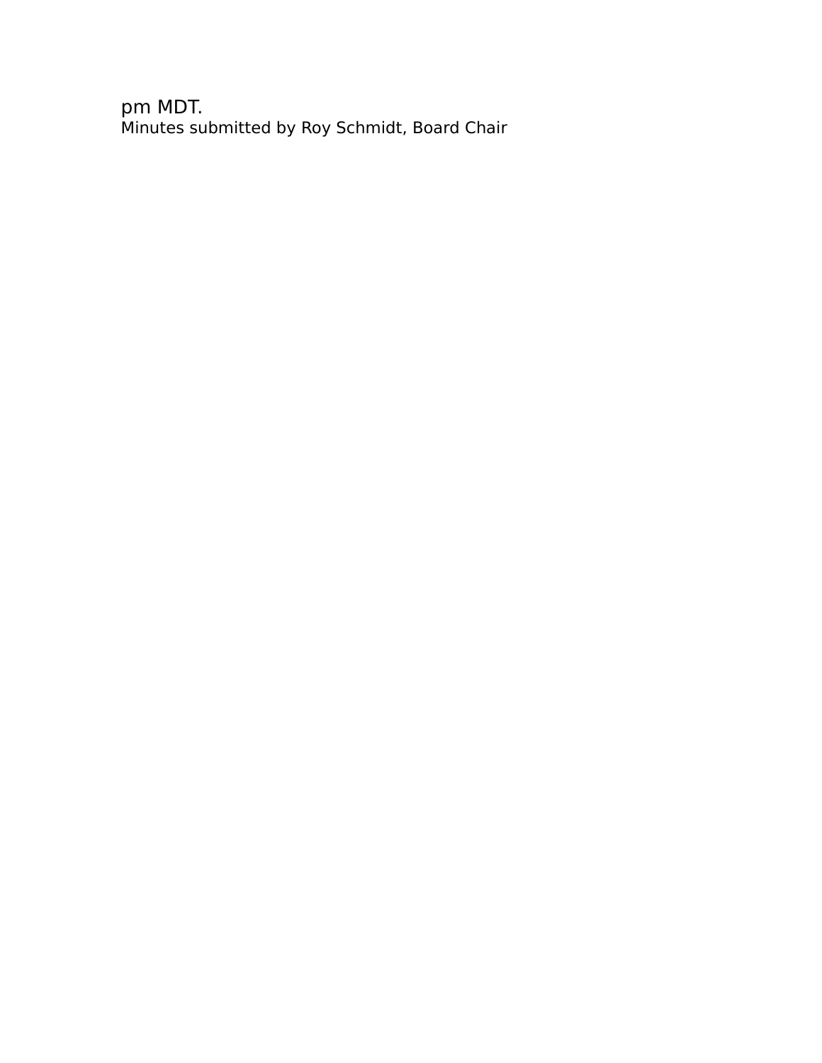pm MDT.

Minutes submitted by Roy Schmidt, Board Chair